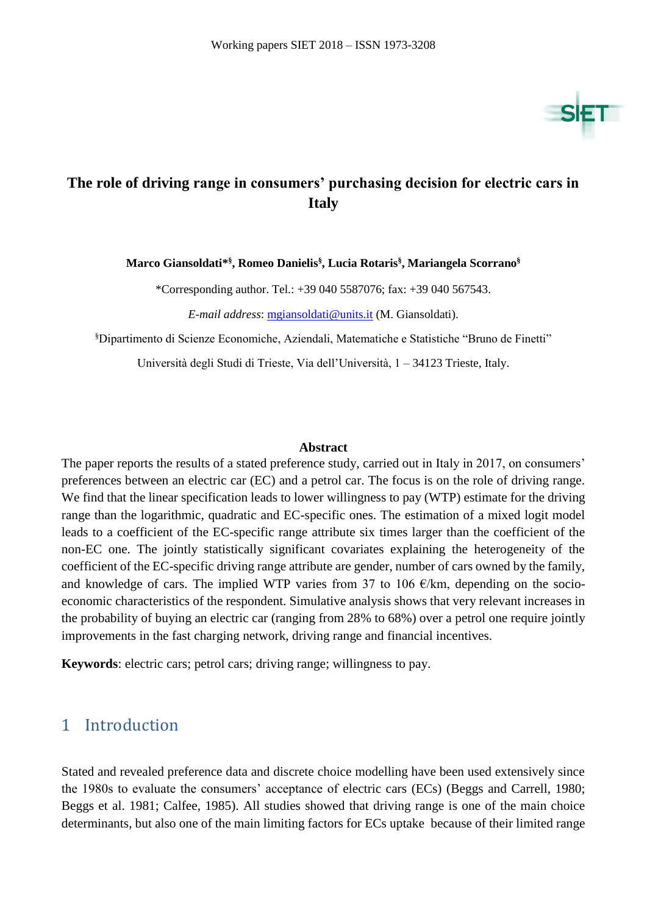# The role of driving range in consumers' purchasing decision for electric cars in Italy

**Marco Giansoldati*[§], Romeo Danielis[§], Lucia Rotaris[§], Mariangela Scorrano[§]**

*Corresponding author. Tel.: +39 040 5587076; fax: +39 040 567543.

*E-mail address*: mgiansoldati@units.it (M. Giansoldati).

[§]Dipartimento di Scienze Economiche, Aziendali, Matematiche e Statistiche "Bruno de Finetti"

Università degli Studi di Trieste, Via dell'Università, 1 – 34123 Trieste, Italy.

## Abstract

The paper reports the results of a stated preference study, carried out in Italy in 2017, on consumers' preferences between an electric car (EC) and a petrol car. The focus is on the role of driving range. We find that the linear specification leads to lower willingness to pay (WTP) estimate for the driving range than the logarithmic, quadratic and EC-specific ones. The estimation of a mixed logit model leads to a coefficient of the EC-specific range attribute six times larger than the coefficient of the non-EC one. The jointly statistically significant covariates explaining the heterogeneity of the coefficient of the EC-specific driving range attribute are gender, number of cars owned by the family, and knowledge of cars. The implied WTP varies from 37 to 106 €/km, depending on the socio-economic characteristics of the respondent. Simulative analysis shows that very relevant increases in the probability of buying an electric car (ranging from 28% to 68%) over a petrol one require jointly improvements in the fast charging network, driving range and financial incentives.

**Keywords**: electric cars; petrol cars; driving range; willingness to pay.

## 1 Introduction

Stated and revealed preference data and discrete choice modelling have been used extensively since the 1980s to evaluate the consumers' acceptance of electric cars (ECs) (Beggs and Carrell, 1980; Beggs et al. 1981; Calfee, 1985). All studies showed that driving range is one of the main choice determinants, but also one of the main limiting factors for ECs uptake because of their limited range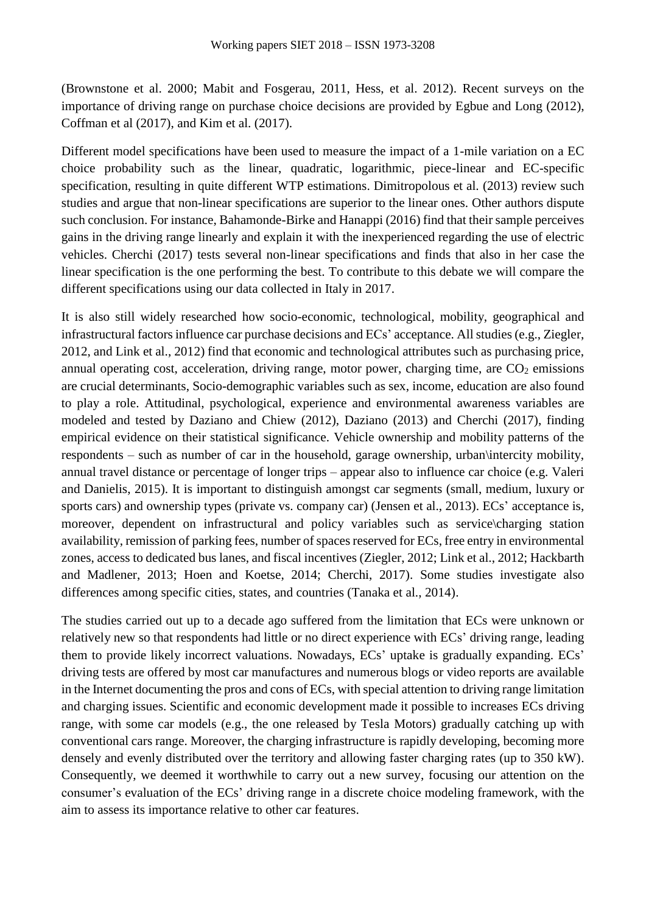(Brownstone et al. 2000; Mabit and Fosgerau, 2011, Hess, et al. 2012). Recent surveys on the importance of driving range on purchase choice decisions are provided by Egbue and Long (2012), Coffman et al (2017), and Kim et al. (2017).

Different model specifications have been used to measure the impact of a 1-mile variation on a EC choice probability such as the linear, quadratic, logarithmic, piece-linear and EC-specific specification, resulting in quite different WTP estimations. Dimitropolous et al. (2013) review such studies and argue that non-linear specifications are superior to the linear ones. Other authors dispute such conclusion. For instance, Bahamonde-Birke and Hanappi (2016) find that their sample perceives gains in the driving range linearly and explain it with the inexperienced regarding the use of electric vehicles. Cherchi (2017) tests several non-linear specifications and finds that also in her case the linear specification is the one performing the best. To contribute to this debate we will compare the different specifications using our data collected in Italy in 2017.

It is also still widely researched how socio-economic, technological, mobility, geographical and infrastructural factors influence car purchase decisions and ECs' acceptance. All studies (e.g., Ziegler, 2012, and Link et al., 2012) find that economic and technological attributes such as purchasing price, annual operating cost, acceleration, driving range, motor power, charging time, are $CO_2$ emissions are crucial determinants, Socio-demographic variables such as sex, income, education are also found to play a role. Attitudinal, psychological, experience and environmental awareness variables are modeled and tested by Daziano and Chiew (2012), Daziano (2013) and Cherchi (2017), finding empirical evidence on their statistical significance. Vehicle ownership and mobility patterns of the respondents – such as number of car in the household, garage ownership, urban\intercity mobility, annual travel distance or percentage of longer trips – appear also to influence car choice (e.g. Valeri and Danielis, 2015). It is important to distinguish amongst car segments (small, medium, luxury or sports cars) and ownership types (private vs. company car) (Jensen et al., 2013). ECs' acceptance is, moreover, dependent on infrastructural and policy variables such as service\charging station availability, remission of parking fees, number of spaces reserved for ECs, free entry in environmental zones, access to dedicated bus lanes, and fiscal incentives (Ziegler, 2012; Link et al., 2012; Hackbarth and Madlener, 2013; Hoen and Koetse, 2014; Cherchi, 2017). Some studies investigate also differences among specific cities, states, and countries (Tanaka et al., 2014).

The studies carried out up to a decade ago suffered from the limitation that ECs were unknown or relatively new so that respondents had little or no direct experience with ECs' driving range, leading them to provide likely incorrect valuations. Nowadays, ECs' uptake is gradually expanding. ECs' driving tests are offered by most car manufactures and numerous blogs or video reports are available in the Internet documenting the pros and cons of ECs, with special attention to driving range limitation and charging issues. Scientific and economic development made it possible to increases ECs driving range, with some car models (e.g., the one released by Tesla Motors) gradually catching up with conventional cars range. Moreover, the charging infrastructure is rapidly developing, becoming more densely and evenly distributed over the territory and allowing faster charging rates (up to 350 kW). Consequently, we deemed it worthwhile to carry out a new survey, focusing our attention on the consumer's evaluation of the ECs' driving range in a discrete choice modeling framework, with the aim to assess its importance relative to other car features.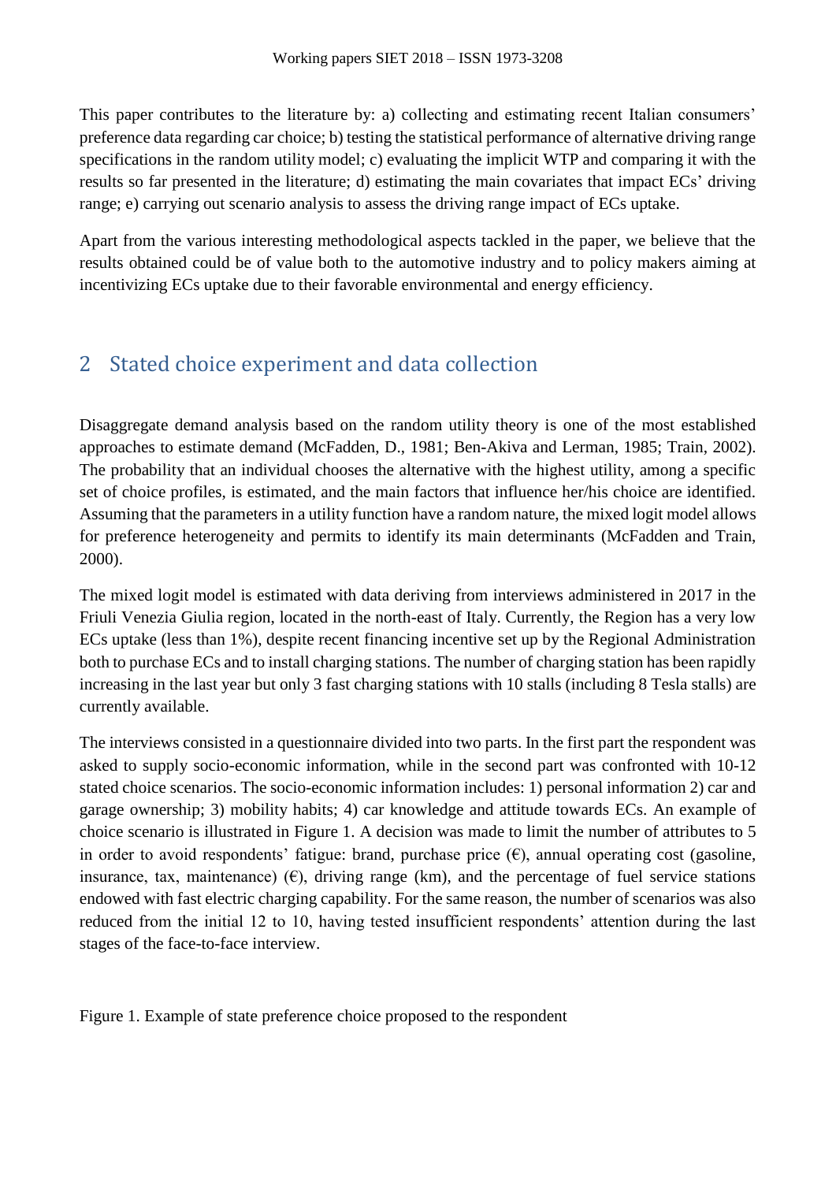This paper contributes to the literature by: a) collecting and estimating recent Italian consumers' preference data regarding car choice; b) testing the statistical performance of alternative driving range specifications in the random utility model; c) evaluating the implicit WTP and comparing it with the results so far presented in the literature; d) estimating the main covariates that impact ECs' driving range; e) carrying out scenario analysis to assess the driving range impact of ECs uptake.

Apart from the various interesting methodological aspects tackled in the paper, we believe that the results obtained could be of value both to the automotive industry and to policy makers aiming at incentivizing ECs uptake due to their favorable environmental and energy efficiency.

## 2 Stated choice experiment and data collection

Disaggregate demand analysis based on the random utility theory is one of the most established approaches to estimate demand (McFadden, D., 1981; Ben-Akiva and Lerman, 1985; Train, 2002). The probability that an individual chooses the alternative with the highest utility, among a specific set of choice profiles, is estimated, and the main factors that influence her/his choice are identified. Assuming that the parameters in a utility function have a random nature, the mixed logit model allows for preference heterogeneity and permits to identify its main determinants (McFadden and Train, 2000).

The mixed logit model is estimated with data deriving from interviews administered in 2017 in the Friuli Venezia Giulia region, located in the north-east of Italy. Currently, the Region has a very low ECs uptake (less than 1%), despite recent financing incentive set up by the Regional Administration both to purchase ECs and to install charging stations. The number of charging station has been rapidly increasing in the last year but only 3 fast charging stations with 10 stalls (including 8 Tesla stalls) are currently available.

The interviews consisted in a questionnaire divided into two parts. In the first part the respondent was asked to supply socio-economic information, while in the second part was confronted with 10-12 stated choice scenarios. The socio-economic information includes: 1) personal information 2) car and garage ownership; 3) mobility habits; 4) car knowledge and attitude towards ECs. An example of choice scenario is illustrated in Figure 1. A decision was made to limit the number of attributes to 5 in order to avoid respondents' fatigue: brand, purchase price (€), annual operating cost (gasoline, insurance, tax, maintenance) (€), driving range (km), and the percentage of fuel service stations endowed with fast electric charging capability. For the same reason, the number of scenarios was also reduced from the initial 12 to 10, having tested insufficient respondents' attention during the last stages of the face-to-face interview.

Figure 1. Example of state preference choice proposed to the respondent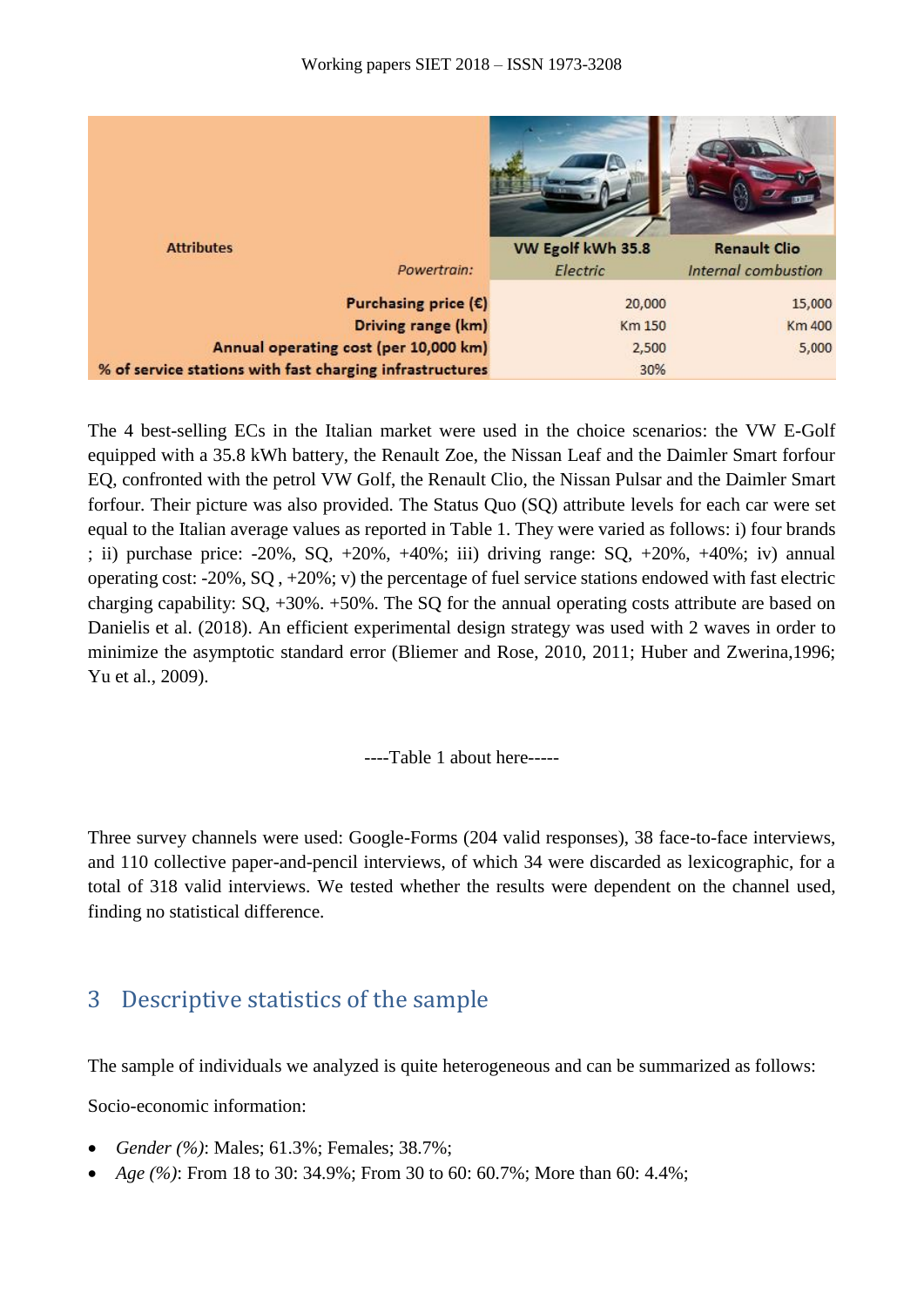| Attributes | VW Egolf kWh 35.8 | Renault Clio |
|---|---|---|
| *Powertrain:* | *Electric* | *Internal combustion* |
| **Purchasing price (€)** | 20,000 | 15,000 |
| **Driving range (km)** | Km 150 | Km 400 |
| **Annual operating cost (per 10,000 km)** | 2,500 | 5,000 |
| **% of service stations with fast charging infrastructures** | 30% | |

The 4 best-selling ECs in the Italian market were used in the choice scenarios: the VW E-Golf equipped with a 35.8 kWh battery, the Renault Zoe, the Nissan Leaf and the Daimler Smart forfour EQ, confronted with the petrol VW Golf, the Renault Clio, the Nissan Pulsar and the Daimler Smart forfour. Their picture was also provided. The Status Quo (SQ) attribute levels for each car were set equal to the Italian average values as reported in Table 1. They were varied as follows: i) four brands ; ii) purchase price: -20%, SQ, +20%, +40%; iii) driving range: SQ, +20%, +40%; iv) annual operating cost: -20%, SQ , +20%; v) the percentage of fuel service stations endowed with fast electric charging capability: SQ, +30%. +50%. The SQ for the annual operating costs attribute are based on Danielis et al. (2018). An efficient experimental design strategy was used with 2 waves in order to minimize the asymptotic standard error (Bliemer and Rose, 2010, 2011; Huber and Zwerina,1996; Yu et al., 2009).

----Table 1 about here-----

Three survey channels were used: Google-Forms (204 valid responses), 38 face-to-face interviews, and 110 collective paper-and-pencil interviews, of which 34 were discarded as lexicographic, for a total of 318 valid interviews. We tested whether the results were dependent on the channel used, finding no statistical difference.

## 3 Descriptive statistics of the sample

The sample of individuals we analyzed is quite heterogeneous and can be summarized as follows:

Socio-economic information:

- *Gender (%)*: Males; 61.3%; Females; 38.7%;
- *Age (%)*: From 18 to 30: 34.9%; From 30 to 60: 60.7%; More than 60: 4.4%;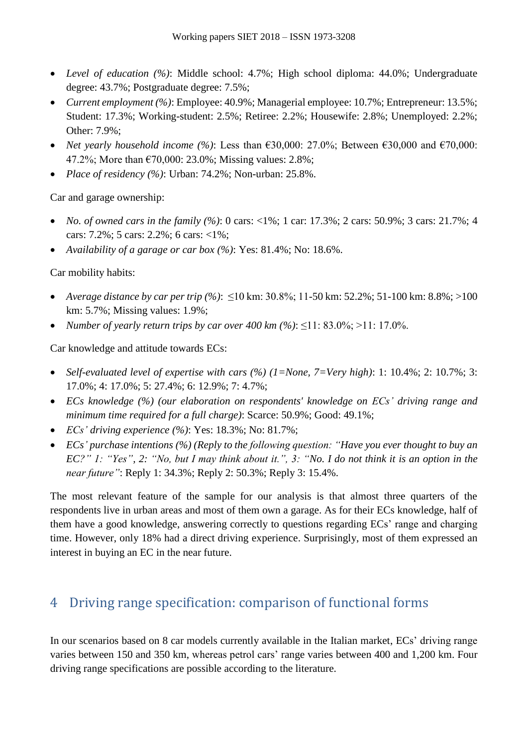- *Level of education (%)*: Middle school: 4.7%; High school diploma: 44.0%; Undergraduate degree: 43.7%; Postgraduate degree: 7.5%;
- *Current employment (%)*: Employee: 40.9%; Managerial employee: 10.7%; Entrepreneur: 13.5%; Student: 17.3%; Working-student: 2.5%; Retiree: 2.2%; Housewife: 2.8%; Unemployed: 2.2%; Other: 7.9%;
- *Net yearly household income (%)*: Less than €30,000: 27.0%; Between €30,000 and €70,000: 47.2%; More than €70,000: 23.0%; Missing values: 2.8%;
- *Place of residency (%)*: Urban: 74.2%; Non-urban: 25.8%.

Car and garage ownership:

- *No. of owned cars in the family (%)*: 0 cars: <1%; 1 car: 17.3%; 2 cars: 50.9%; 3 cars: 21.7%; 4 cars: 7.2%; 5 cars: 2.2%; 6 cars: <1%;
- *Availability of a garage or car box (%)*: Yes: 81.4%; No: 18.6%.

Car mobility habits:

- *Average distance by car per trip (%)*: ≤10 km: 30.8%; 11-50 km: 52.2%; 51-100 km: 8.8%; >100 km: 5.7%; Missing values: 1.9%;
- *Number of yearly return trips by car over 400 km (%)*: ≤11: 83.0%; >11: 17.0%.

Car knowledge and attitude towards ECs:

- *Self-evaluated level of expertise with cars (%) (1=None, 7=Very high)*: 1: 10.4%; 2: 10.7%; 3: 17.0%; 4: 17.0%; 5: 27.4%; 6: 12.9%; 7: 4.7%;
- *ECs knowledge (%) (our elaboration on respondents' knowledge on ECs' driving range and minimum time required for a full charge)*: Scarce: 50.9%; Good: 49.1%;
- *ECs' driving experience (%)*: Yes: 18.3%; No: 81.7%;
- *ECs' purchase intentions (%) (Reply to the following question: "Have you ever thought to buy an EC?" 1: "Yes", 2: "No, but I may think about it.", 3: "No. I do not think it is an option in the near future"*: Reply 1: 34.3%; Reply 2: 50.3%; Reply 3: 15.4%.

The most relevant feature of the sample for our analysis is that almost three quarters of the respondents live in urban areas and most of them own a garage. As for their ECs knowledge, half of them have a good knowledge, answering correctly to questions regarding ECs' range and charging time. However, only 18% had a direct driving experience. Surprisingly, most of them expressed an interest in buying an EC in the near future.

# 4 Driving range specification: comparison of functional forms

In our scenarios based on 8 car models currently available in the Italian market, ECs' driving range varies between 150 and 350 km, whereas petrol cars' range varies between 400 and 1,200 km. Four driving range specifications are possible according to the literature.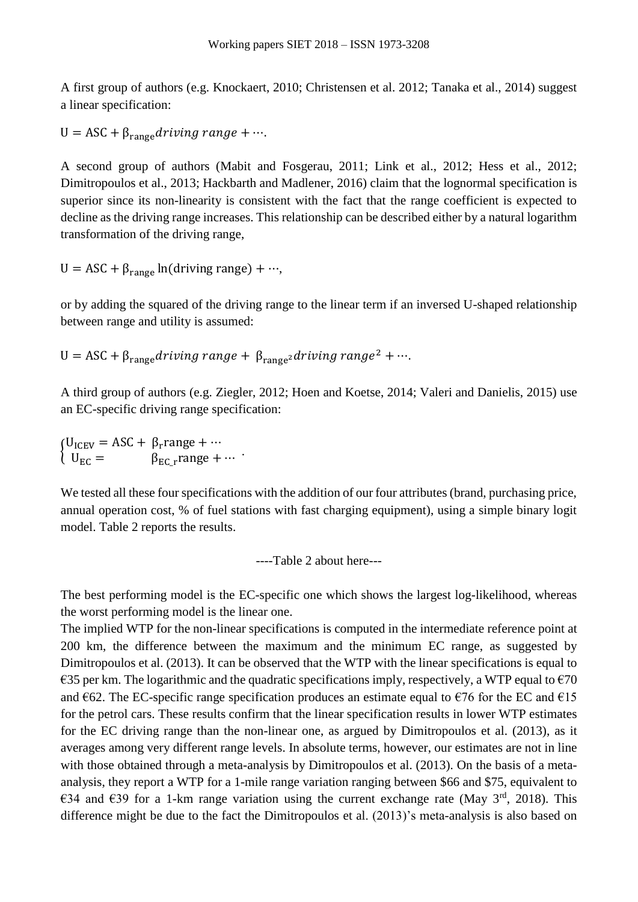A first group of authors (e.g. Knockaert, 2010; Christensen et al. 2012; Tanaka et al., 2014) suggest a linear specification:

$$\mathrm{U} = \mathrm{ASC} + \beta_{\mathrm{range}} \textit{driving range} + \cdots.$$

A second group of authors (Mabit and Fosgerau, 2011; Link et al., 2012; Hess et al., 2012; Dimitropoulos et al., 2013; Hackbarth and Madlener, 2016) claim that the lognormal specification is superior since its non-linearity is consistent with the fact that the range coefficient is expected to decline as the driving range increases. This relationship can be described either by a natural logarithm transformation of the driving range,

$$\mathrm{U} = \mathrm{ASC} + \beta_{\mathrm{range}} \ln(\text{driving range}) + \cdots,$$

or by adding the squared of the driving range to the linear term if an inversed U-shaped relationship between range and utility is assumed:

$$\mathrm{U} = \mathrm{ASC} + \beta_{\mathrm{range}} \textit{driving range} + \beta_{\mathrm{range}^2} \textit{driving range}^2 + \cdots.$$

A third group of authors (e.g. Ziegler, 2012; Hoen and Koetse, 2014; Valeri and Danielis, 2015) use an EC-specific driving range specification:

$$\begin{cases} \mathrm{U_{ICEV}} = \mathrm{ASC} + \beta_{\mathrm{r}} \mathrm{range} + \cdots \\ \mathrm{U_{EC}} = \beta_{\mathrm{EC\_r}} \mathrm{range} + \cdots \end{cases}.$$

We tested all these four specifications with the addition of our four attributes (brand, purchasing price, annual operation cost, % of fuel stations with fast charging equipment), using a simple binary logit model. Table 2 reports the results.

----Table 2 about here---

The best performing model is the EC-specific one which shows the largest log-likelihood, whereas the worst performing model is the linear one.

The implied WTP for the non-linear specifications is computed in the intermediate reference point at 200 km, the difference between the maximum and the minimum EC range, as suggested by Dimitropoulos et al. (2013). It can be observed that the WTP with the linear specifications is equal to €35 per km. The logarithmic and the quadratic specifications imply, respectively, a WTP equal to €70 and €62. The EC-specific range specification produces an estimate equal to €76 for the EC and €15 for the petrol cars. These results confirm that the linear specification results in lower WTP estimates for the EC driving range than the non-linear one, as argued by Dimitropoulos et al. (2013), as it averages among very different range levels. In absolute terms, however, our estimates are not in line with those obtained through a meta-analysis by Dimitropoulos et al. (2013). On the basis of a meta-analysis, they report a WTP for a 1-mile range variation ranging between \$66 and \$75, equivalent to €34 and €39 for a 1-km range variation using the current exchange rate (May 3rd, 2018). This difference might be due to the fact the Dimitropoulos et al. (2013)'s meta-analysis is also based on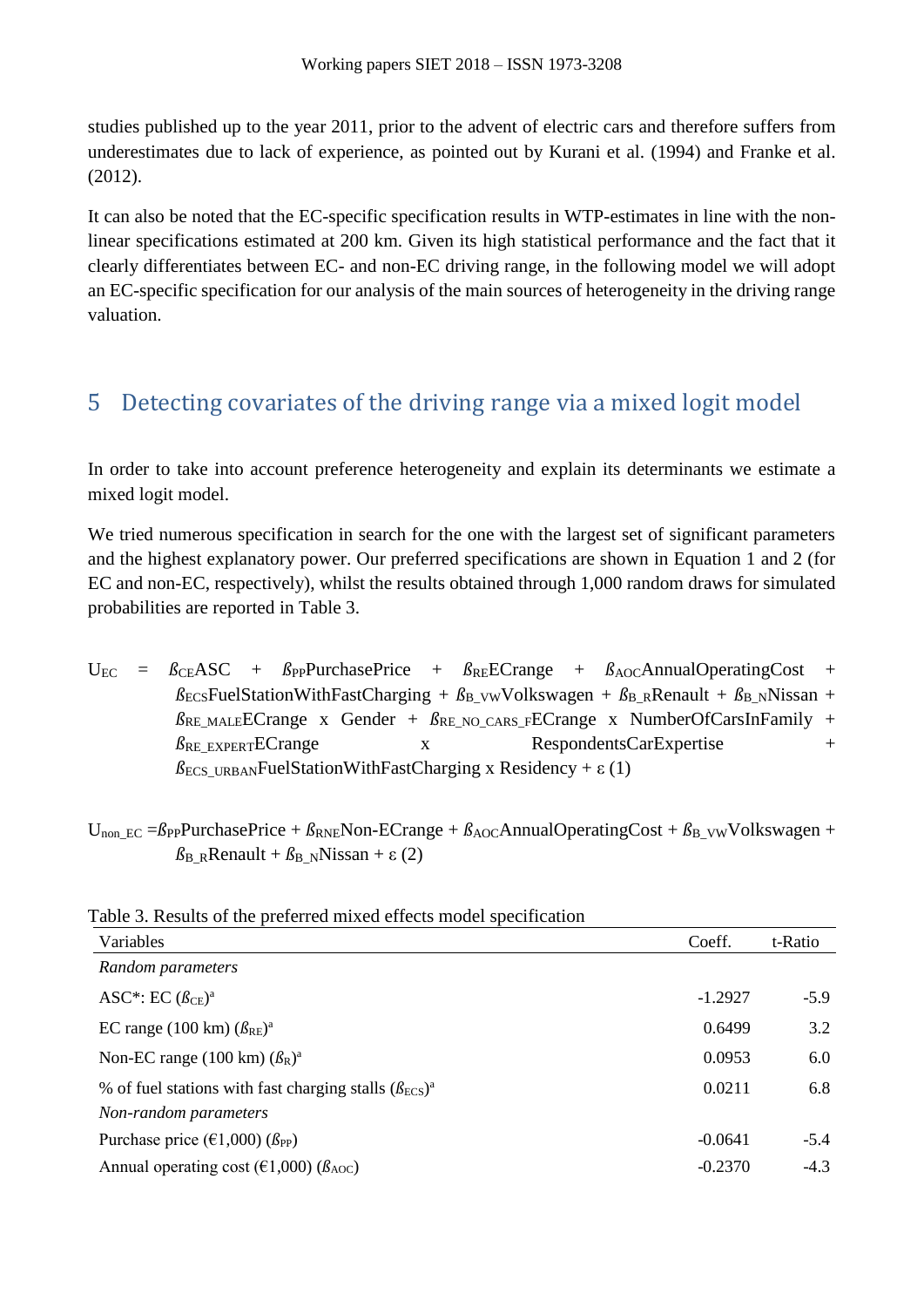studies published up to the year 2011, prior to the advent of electric cars and therefore suffers from underestimates due to lack of experience, as pointed out by Kurani et al. (1994) and Franke et al. (2012).

It can also be noted that the EC-specific specification results in WTP-estimates in line with the non-linear specifications estimated at 200 km. Given its high statistical performance and the fact that it clearly differentiates between EC- and non-EC driving range, in the following model we will adopt an EC-specific specification for our analysis of the main sources of heterogeneity in the driving range valuation.

## 5 Detecting covariates of the driving range via a mixed logit model

In order to take into account preference heterogeneity and explain its determinants we estimate a mixed logit model.

We tried numerous specification in search for the one with the largest set of significant parameters and the highest explanatory power. Our preferred specifications are shown in Equation 1 and 2 (for EC and non-EC, respectively), whilst the results obtained through 1,000 random draws for simulated probabilities are reported in Table 3.

$$U_{EC} = \beta_{CE}ASC + \beta_{PP}PurchasePrice + \beta_{RE}ECrange + \beta_{AOC}AnnualOperatingCost + \beta_{ECS}FuelStationWithFastCharging + \beta_{B\_VW}Volkswagen + \beta_{B\_R}Renault + \beta_{B\_N}Nissan + \beta_{RE\_MALE}ECrange \times Gender + \beta_{RE\_NO\_CARS\_F}ECrange \times NumberOfCarsInFamily + \beta_{RE\_EXPERT}ECrange \times RespondentsCarExpertise + \beta_{ECS\_URBAN}FuelStationWithFastCharging \times Residency + \varepsilon \quad (1)$$

$$U_{non\_EC} = \beta_{PP}PurchasePrice + \beta_{RNE}Non\text{-}ECrange + \beta_{AOC}AnnualOperatingCost + \beta_{B\_VW}Volkswagen + \beta_{B\_R}Renault + \beta_{B\_N}Nissan + \varepsilon \quad (2)$$

Table 3. Results of the preferred mixed effects model specification

| Variables | Coeff. | t-Ratio |
|---|---|---|
| *Random parameters* | | |
| ASC*: EC ($\beta_{CE}$)[a] | -1.2927 | -5.9 |
| EC range (100 km) ($\beta_{RE}$)[a] | 0.6499 | 3.2 |
| Non-EC range (100 km) ($\beta_{R}$)[a] | 0.0953 | 6.0 |
| % of fuel stations with fast charging stalls ($\beta_{ECS}$)[a] | 0.0211 | 6.8 |
| *Non-random parameters* | | |
| Purchase price (€1,000) ($\beta_{PP}$) | -0.0641 | -5.4 |
| Annual operating cost (€1,000) ($\beta_{AOC}$) | -0.2370 | -4.3 |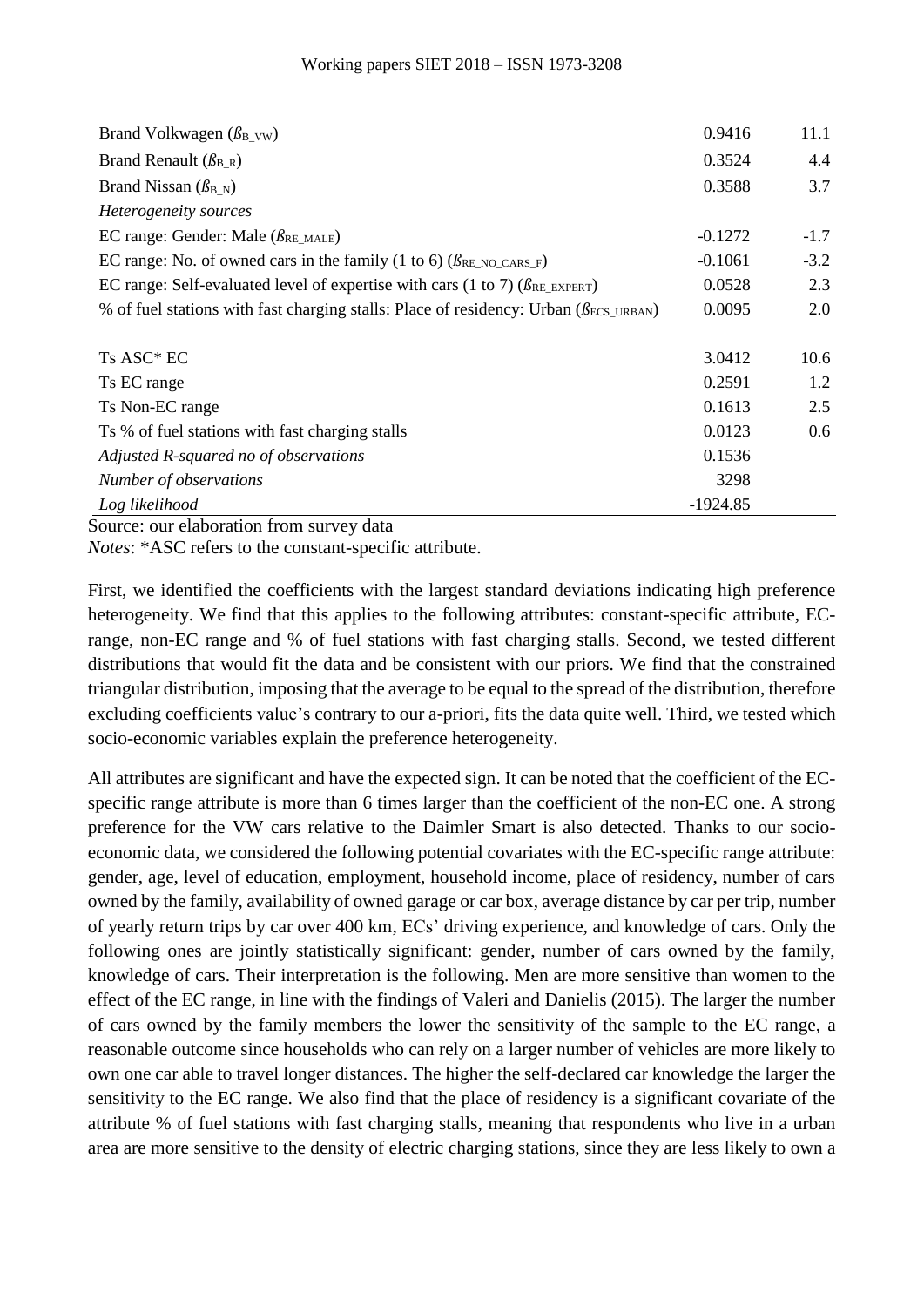| | | |
|---|---|---|
| Brand Volkwagen ($ß_{B\_VW}$) | 0.9416 | 11.1 |
| Brand Renault ($ß_{B\_R}$) | 0.3524 | 4.4 |
| Brand Nissan ($ß_{B\_N}$) | 0.3588 | 3.7 |
| *Heterogeneity sources* | | |
| EC range: Gender: Male ($ß_{RE\_MALE}$) | -0.1272 | -1.7 |
| EC range: No. of owned cars in the family (1 to 6) ($ß_{RE\_NO\_CARS\_F}$) | -0.1061 | -3.2 |
| EC range: Self-evaluated level of expertise with cars (1 to 7) ($ß_{RE\_EXPERT}$) | 0.0528 | 2.3 |
| % of fuel stations with fast charging stalls: Place of residency: Urban ($ß_{ECS\_URBAN}$) | 0.0095 | 2.0 |
| | | |
| Ts ASC* EC | 3.0412 | 10.6 |
| Ts EC range | 0.2591 | 1.2 |
| Ts Non-EC range | 0.1613 | 2.5 |
| Ts % of fuel stations with fast charging stalls | 0.0123 | 0.6 |
| *Adjusted R-squared no of observations* | 0.1536 | |
| *Number of observations* | 3298 | |
| *Log likelihood* | -1924.85 | |

Source: our elaboration from survey data

*Notes*: *ASC refers to the constant-specific attribute.

First, we identified the coefficients with the largest standard deviations indicating high preference heterogeneity. We find that this applies to the following attributes: constant-specific attribute, EC-range, non-EC range and % of fuel stations with fast charging stalls. Second, we tested different distributions that would fit the data and be consistent with our priors. We find that the constrained triangular distribution, imposing that the average to be equal to the spread of the distribution, therefore excluding coefficients value's contrary to our a-priori, fits the data quite well. Third, we tested which socio-economic variables explain the preference heterogeneity.

All attributes are significant and have the expected sign. It can be noted that the coefficient of the EC-specific range attribute is more than 6 times larger than the coefficient of the non-EC one. A strong preference for the VW cars relative to the Daimler Smart is also detected. Thanks to our socio-economic data, we considered the following potential covariates with the EC-specific range attribute: gender, age, level of education, employment, household income, place of residency, number of cars owned by the family, availability of owned garage or car box, average distance by car per trip, number of yearly return trips by car over 400 km, ECs' driving experience, and knowledge of cars. Only the following ones are jointly statistically significant: gender, number of cars owned by the family, knowledge of cars. Their interpretation is the following. Men are more sensitive than women to the effect of the EC range, in line with the findings of Valeri and Danielis (2015). The larger the number of cars owned by the family members the lower the sensitivity of the sample to the EC range, a reasonable outcome since households who can rely on a larger number of vehicles are more likely to own one car able to travel longer distances. The higher the self-declared car knowledge the larger the sensitivity to the EC range. We also find that the place of residency is a significant covariate of the attribute % of fuel stations with fast charging stalls, meaning that respondents who live in a urban area are more sensitive to the density of electric charging stations, since they are less likely to own a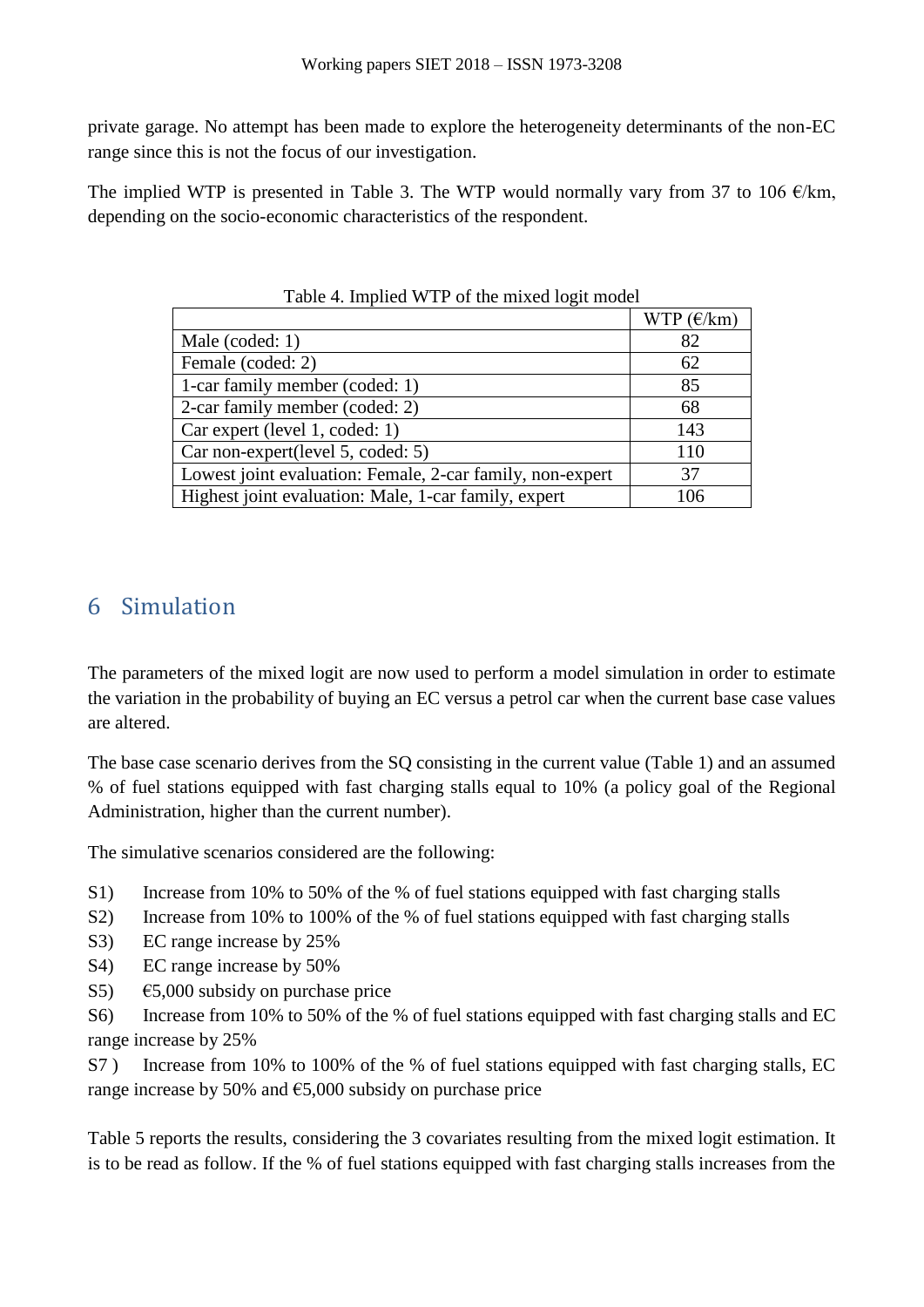private garage. No attempt has been made to explore the heterogeneity determinants of the non-EC range since this is not the focus of our investigation.

The implied WTP is presented in Table 3. The WTP would normally vary from 37 to 106 €/km, depending on the socio-economic characteristics of the respondent.

Table 4. Implied WTP of the mixed logit model

| | WTP (€/km) |
|---|---|
| Male (coded: 1) | 82 |
| Female (coded: 2) | 62 |
| 1-car family member (coded: 1) | 85 |
| 2-car family member (coded: 2) | 68 |
| Car expert (level 1, coded: 1) | 143 |
| Car non-expert(level 5, coded: 5) | 110 |
| Lowest joint evaluation: Female, 2-car family, non-expert | 37 |
| Highest joint evaluation: Male, 1-car family, expert | 106 |

# 6 Simulation

The parameters of the mixed logit are now used to perform a model simulation in order to estimate the variation in the probability of buying an EC versus a petrol car when the current base case values are altered.

The base case scenario derives from the SQ consisting in the current value (Table 1) and an assumed % of fuel stations equipped with fast charging stalls equal to 10% (a policy goal of the Regional Administration, higher than the current number).

The simulative scenarios considered are the following:

S1) Increase from 10% to 50% of the % of fuel stations equipped with fast charging stalls

S2) Increase from 10% to 100% of the % of fuel stations equipped with fast charging stalls

S3) EC range increase by 25%

S4) EC range increase by 50%

S5) €5,000 subsidy on purchase price

S6) Increase from 10% to 50% of the % of fuel stations equipped with fast charging stalls and EC range increase by 25%

S7 ) Increase from 10% to 100% of the % of fuel stations equipped with fast charging stalls, EC range increase by 50% and €5,000 subsidy on purchase price

Table 5 reports the results, considering the 3 covariates resulting from the mixed logit estimation. It is to be read as follow. If the % of fuel stations equipped with fast charging stalls increases from the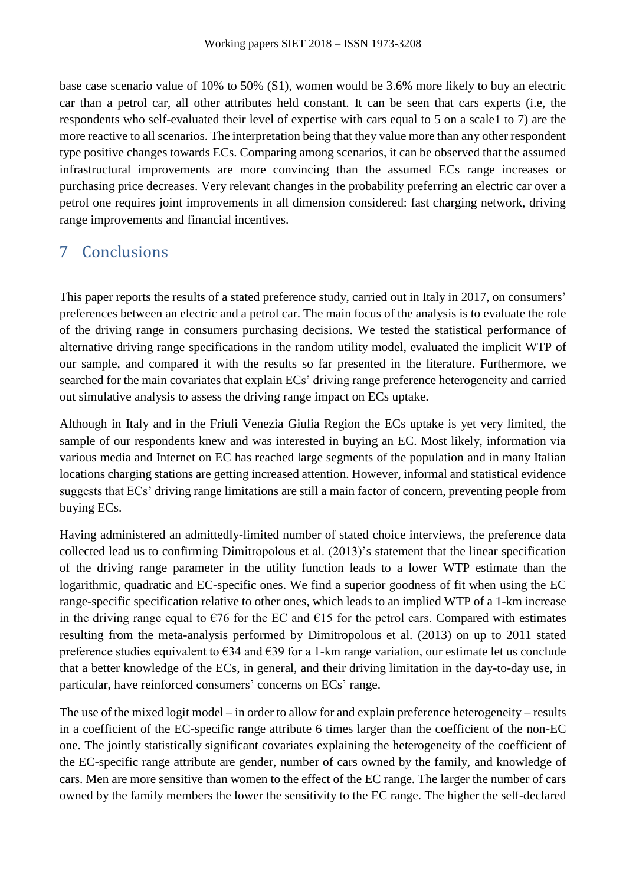base case scenario value of 10% to 50% (S1), women would be 3.6% more likely to buy an electric car than a petrol car, all other attributes held constant. It can be seen that cars experts (i.e, the respondents who self-evaluated their level of expertise with cars equal to 5 on a scale1 to 7) are the more reactive to all scenarios. The interpretation being that they value more than any other respondent type positive changes towards ECs. Comparing among scenarios, it can be observed that the assumed infrastructural improvements are more convincing than the assumed ECs range increases or purchasing price decreases. Very relevant changes in the probability preferring an electric car over a petrol one requires joint improvements in all dimension considered: fast charging network, driving range improvements and financial incentives.

# 7 Conclusions

This paper reports the results of a stated preference study, carried out in Italy in 2017, on consumers' preferences between an electric and a petrol car. The main focus of the analysis is to evaluate the role of the driving range in consumers purchasing decisions. We tested the statistical performance of alternative driving range specifications in the random utility model, evaluated the implicit WTP of our sample, and compared it with the results so far presented in the literature. Furthermore, we searched for the main covariates that explain ECs' driving range preference heterogeneity and carried out simulative analysis to assess the driving range impact on ECs uptake.

Although in Italy and in the Friuli Venezia Giulia Region the ECs uptake is yet very limited, the sample of our respondents knew and was interested in buying an EC. Most likely, information via various media and Internet on EC has reached large segments of the population and in many Italian locations charging stations are getting increased attention. However, informal and statistical evidence suggests that ECs' driving range limitations are still a main factor of concern, preventing people from buying ECs.

Having administered an admittedly-limited number of stated choice interviews, the preference data collected lead us to confirming Dimitropolous et al. (2013)'s statement that the linear specification of the driving range parameter in the utility function leads to a lower WTP estimate than the logarithmic, quadratic and EC-specific ones. We find a superior goodness of fit when using the EC range-specific specification relative to other ones, which leads to an implied WTP of a 1-km increase in the driving range equal to €76 for the EC and €15 for the petrol cars. Compared with estimates resulting from the meta-analysis performed by Dimitropolous et al. (2013) on up to 2011 stated preference studies equivalent to €34 and €39 for a 1-km range variation, our estimate let us conclude that a better knowledge of the ECs, in general, and their driving limitation in the day-to-day use, in particular, have reinforced consumers' concerns on ECs' range.

The use of the mixed logit model – in order to allow for and explain preference heterogeneity – results in a coefficient of the EC-specific range attribute 6 times larger than the coefficient of the non-EC one. The jointly statistically significant covariates explaining the heterogeneity of the coefficient of the EC-specific range attribute are gender, number of cars owned by the family, and knowledge of cars. Men are more sensitive than women to the effect of the EC range. The larger the number of cars owned by the family members the lower the sensitivity to the EC range. The higher the self-declared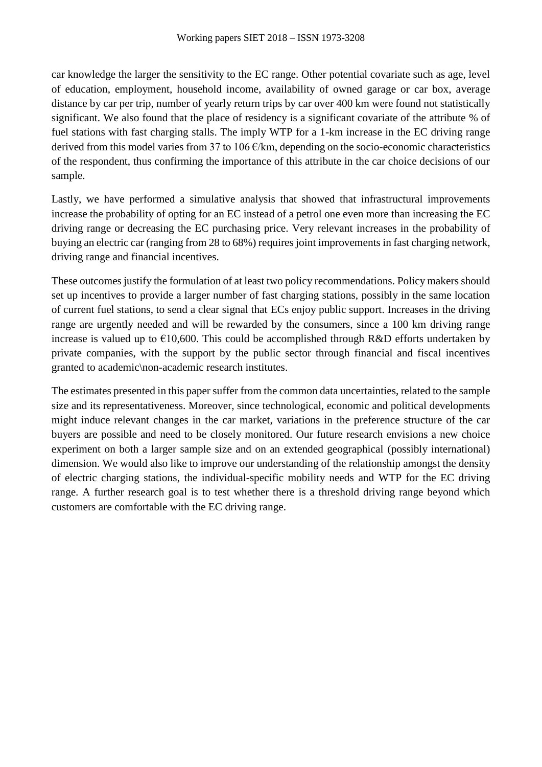car knowledge the larger the sensitivity to the EC range. Other potential covariate such as age, level of education, employment, household income, availability of owned garage or car box, average distance by car per trip, number of yearly return trips by car over 400 km were found not statistically significant. We also found that the place of residency is a significant covariate of the attribute % of fuel stations with fast charging stalls. The imply WTP for a 1-km increase in the EC driving range derived from this model varies from 37 to 106 €/km, depending on the socio-economic characteristics of the respondent, thus confirming the importance of this attribute in the car choice decisions of our sample.

Lastly, we have performed a simulative analysis that showed that infrastructural improvements increase the probability of opting for an EC instead of a petrol one even more than increasing the EC driving range or decreasing the EC purchasing price. Very relevant increases in the probability of buying an electric car (ranging from 28 to 68%) requires joint improvements in fast charging network, driving range and financial incentives.

These outcomes justify the formulation of at least two policy recommendations. Policy makers should set up incentives to provide a larger number of fast charging stations, possibly in the same location of current fuel stations, to send a clear signal that ECs enjoy public support. Increases in the driving range are urgently needed and will be rewarded by the consumers, since a 100 km driving range increase is valued up to €10,600. This could be accomplished through R&D efforts undertaken by private companies, with the support by the public sector through financial and fiscal incentives granted to academic\non-academic research institutes.

The estimates presented in this paper suffer from the common data uncertainties, related to the sample size and its representativeness. Moreover, since technological, economic and political developments might induce relevant changes in the car market, variations in the preference structure of the car buyers are possible and need to be closely monitored. Our future research envisions a new choice experiment on both a larger sample size and on an extended geographical (possibly international) dimension. We would also like to improve our understanding of the relationship amongst the density of electric charging stations, the individual-specific mobility needs and WTP for the EC driving range. A further research goal is to test whether there is a threshold driving range beyond which customers are comfortable with the EC driving range.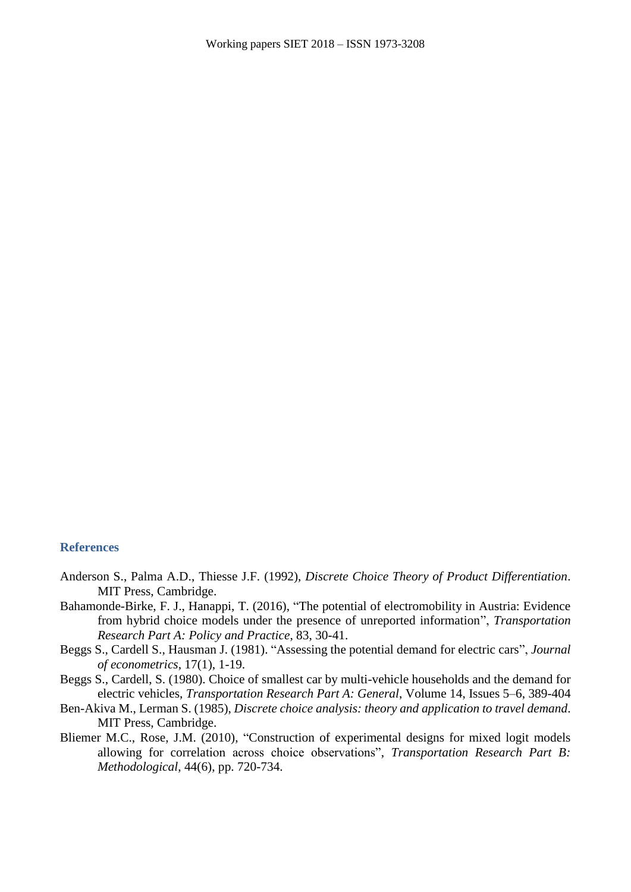## References

Anderson S., Palma A.D., Thiesse J.F. (1992), *Discrete Choice Theory of Product Differentiation*. MIT Press, Cambridge.

Bahamonde-Birke, F. J., Hanappi, T. (2016), "The potential of electromobility in Austria: Evidence from hybrid choice models under the presence of unreported information", *Transportation Research Part A: Policy and Practice*, 83, 30-41.

Beggs S., Cardell S., Hausman J. (1981). "Assessing the potential demand for electric cars", *Journal of econometrics*, 17(1), 1-19.

Beggs S., Cardell, S. (1980). Choice of smallest car by multi-vehicle households and the demand for electric vehicles, *Transportation Research Part A: General*, Volume 14, Issues 5–6, 389-404

Ben-Akiva M., Lerman S. (1985), *Discrete choice analysis: theory and application to travel demand*. MIT Press, Cambridge.

Bliemer M.C., Rose, J.M. (2010), "Construction of experimental designs for mixed logit models allowing for correlation across choice observations", *Transportation Research Part B: Methodological*, 44(6), pp. 720-734.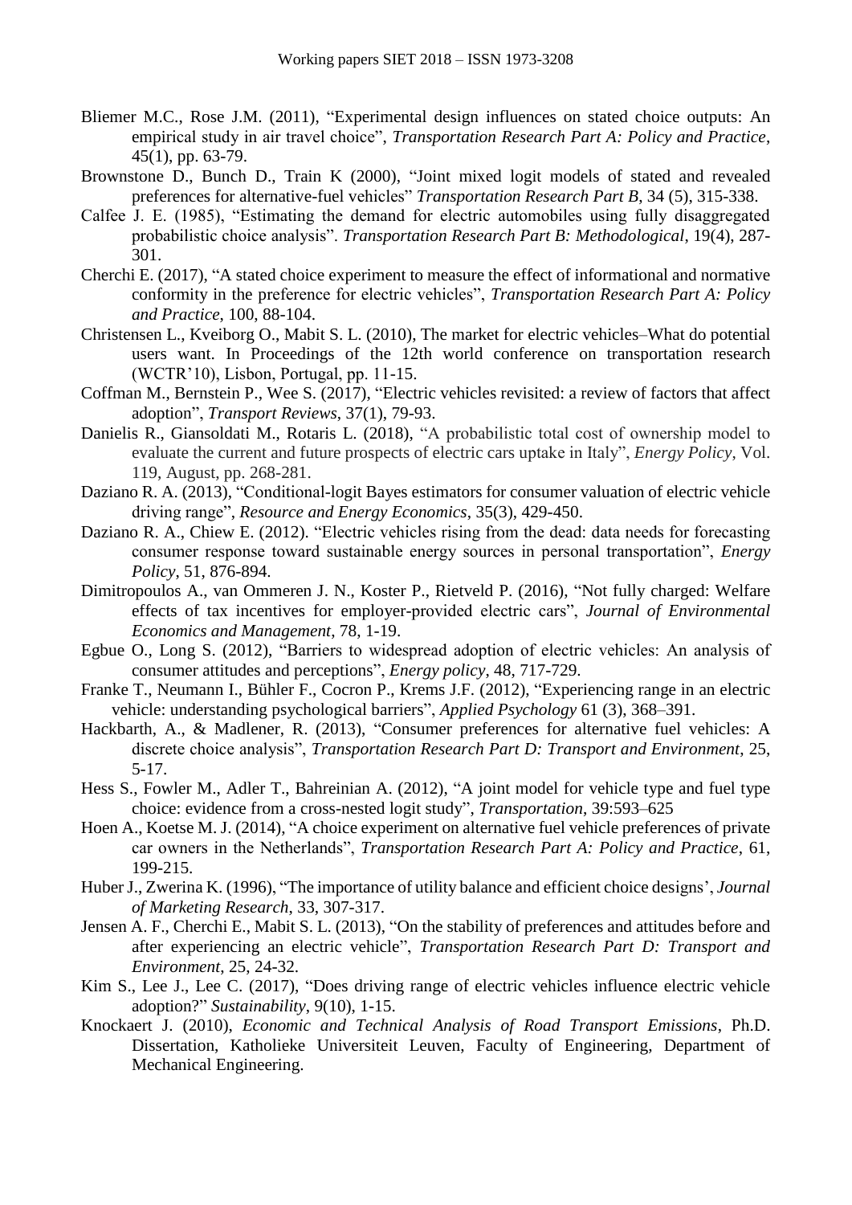Bliemer M.C., Rose J.M. (2011), "Experimental design influences on stated choice outputs: An empirical study in air travel choice", *Transportation Research Part A: Policy and Practice*, 45(1), pp. 63-79.

Brownstone D., Bunch D., Train K (2000), "Joint mixed logit models of stated and revealed preferences for alternative-fuel vehicles" *Transportation Research Part B*, 34 (5), 315-338.

Calfee J. E. (1985), "Estimating the demand for electric automobiles using fully disaggregated probabilistic choice analysis". *Transportation Research Part B: Methodological*, 19(4), 287-301.

Cherchi E. (2017), "A stated choice experiment to measure the effect of informational and normative conformity in the preference for electric vehicles", *Transportation Research Part A: Policy and Practice*, 100, 88-104.

Christensen L., Kveiborg O., Mabit S. L. (2010), The market for electric vehicles–What do potential users want. In Proceedings of the 12th world conference on transportation research (WCTR'10), Lisbon, Portugal, pp. 11-15.

Coffman M., Bernstein P., Wee S. (2017), "Electric vehicles revisited: a review of factors that affect adoption", *Transport Reviews*, 37(1), 79-93.

Danielis R., Giansoldati M., Rotaris L. (2018), "A probabilistic total cost of ownership model to evaluate the current and future prospects of electric cars uptake in Italy", *Energy Policy*, Vol. 119, August, pp. 268-281.

Daziano R. A. (2013), "Conditional-logit Bayes estimators for consumer valuation of electric vehicle driving range", *Resource and Energy Economics*, 35(3), 429-450.

Daziano R. A., Chiew E. (2012). "Electric vehicles rising from the dead: data needs for forecasting consumer response toward sustainable energy sources in personal transportation", *Energy Policy*, 51, 876-894.

Dimitropoulos A., van Ommeren J. N., Koster P., Rietveld P. (2016), "Not fully charged: Welfare effects of tax incentives for employer-provided electric cars", *Journal of Environmental Economics and Management*, 78, 1-19.

Egbue O., Long S. (2012), "Barriers to widespread adoption of electric vehicles: An analysis of consumer attitudes and perceptions", *Energy policy*, 48, 717-729.

Franke T., Neumann I., Bühler F., Cocron P., Krems J.F. (2012), "Experiencing range in an electric vehicle: understanding psychological barriers", *Applied Psychology* 61 (3), 368–391.

Hackbarth, A., & Madlener, R. (2013), "Consumer preferences for alternative fuel vehicles: A discrete choice analysis", *Transportation Research Part D: Transport and Environment*, 25, 5-17.

Hess S., Fowler M., Adler T., Bahreinian A. (2012), "A joint model for vehicle type and fuel type choice: evidence from a cross-nested logit study", *Transportation*, 39:593–625

Hoen A., Koetse M. J. (2014), "A choice experiment on alternative fuel vehicle preferences of private car owners in the Netherlands", *Transportation Research Part A: Policy and Practice*, 61, 199-215.

Huber J., Zwerina K. (1996), "The importance of utility balance and efficient choice designs', *Journal of Marketing Research*, 33, 307-317.

Jensen A. F., Cherchi E., Mabit S. L. (2013), "On the stability of preferences and attitudes before and after experiencing an electric vehicle", *Transportation Research Part D: Transport and Environment*, 25, 24-32.

Kim S., Lee J., Lee C. (2017), "Does driving range of electric vehicles influence electric vehicle adoption?" *Sustainability*, 9(10), 1-15.

Knockaert J. (2010), *Economic and Technical Analysis of Road Transport Emissions*, Ph.D. Dissertation, Katholieke Universiteit Leuven, Faculty of Engineering, Department of Mechanical Engineering.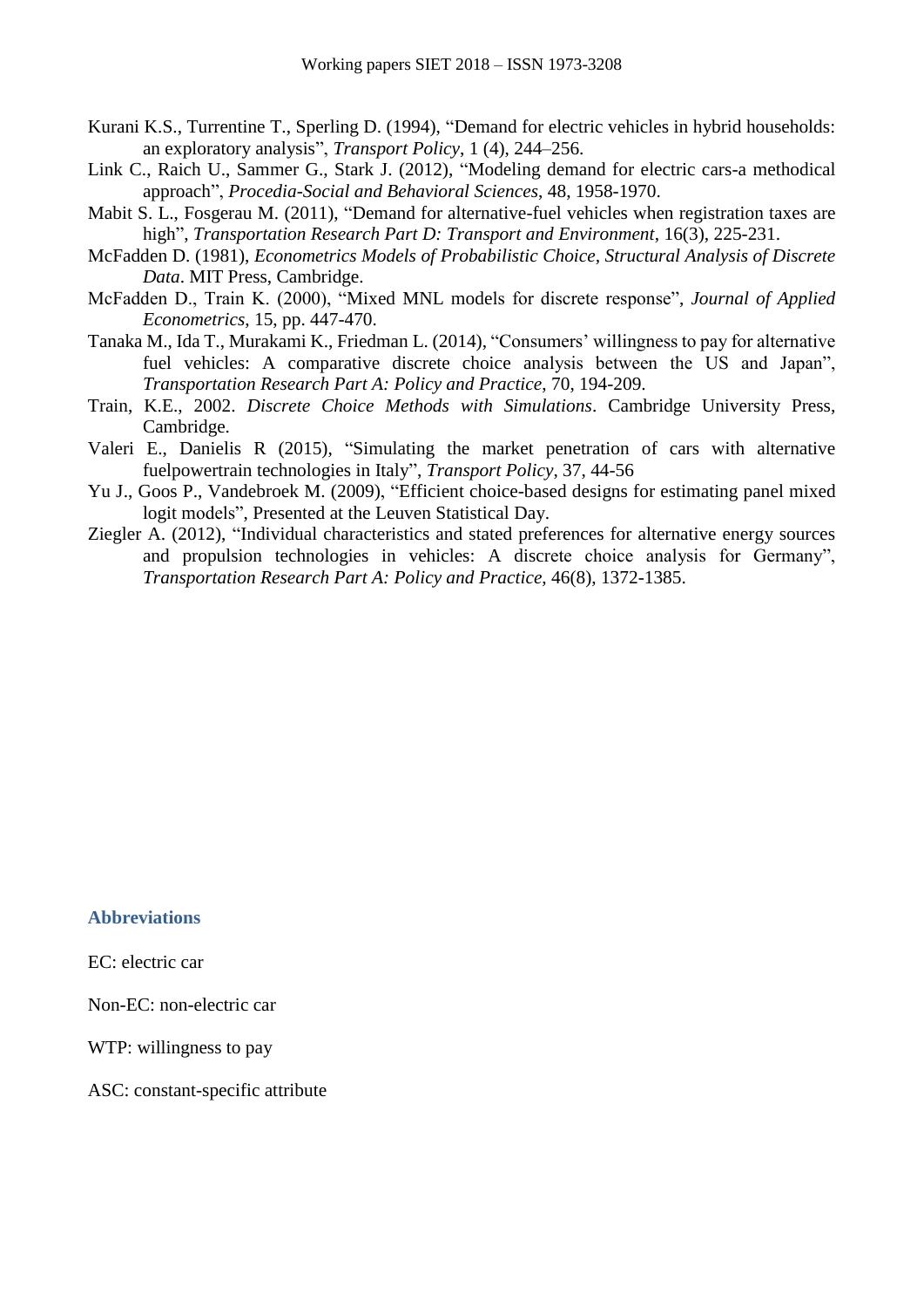Kurani K.S., Turrentine T., Sperling D. (1994), "Demand for electric vehicles in hybrid households: an exploratory analysis", *Transport Policy*, 1 (4), 244–256.

Link C., Raich U., Sammer G., Stark J. (2012), "Modeling demand for electric cars-a methodical approach", *Procedia-Social and Behavioral Sciences*, 48, 1958-1970.

Mabit S. L., Fosgerau M. (2011), "Demand for alternative-fuel vehicles when registration taxes are high", *Transportation Research Part D: Transport and Environment*, 16(3), 225-231.

McFadden D. (1981), *Econometrics Models of Probabilistic Choice, Structural Analysis of Discrete Data*. MIT Press, Cambridge.

McFadden D., Train K. (2000), "Mixed MNL models for discrete response", *Journal of Applied Econometrics*, 15, pp. 447-470.

Tanaka M., Ida T., Murakami K., Friedman L. (2014), "Consumers' willingness to pay for alternative fuel vehicles: A comparative discrete choice analysis between the US and Japan", *Transportation Research Part A: Policy and Practice*, 70, 194-209.

Train, K.E., 2002. *Discrete Choice Methods with Simulations*. Cambridge University Press, Cambridge.

Valeri E., Danielis R (2015), "Simulating the market penetration of cars with alternative fuelpowertrain technologies in Italy", *Transport Policy*, 37, 44-56

Yu J., Goos P., Vandebroek M. (2009), "Efficient choice-based designs for estimating panel mixed logit models", Presented at the Leuven Statistical Day.

Ziegler A. (2012), "Individual characteristics and stated preferences for alternative energy sources and propulsion technologies in vehicles: A discrete choice analysis for Germany", *Transportation Research Part A: Policy and Practice*, 46(8), 1372-1385.

## Abbreviations

EC: electric car

Non-EC: non-electric car

WTP: willingness to pay

ASC: constant-specific attribute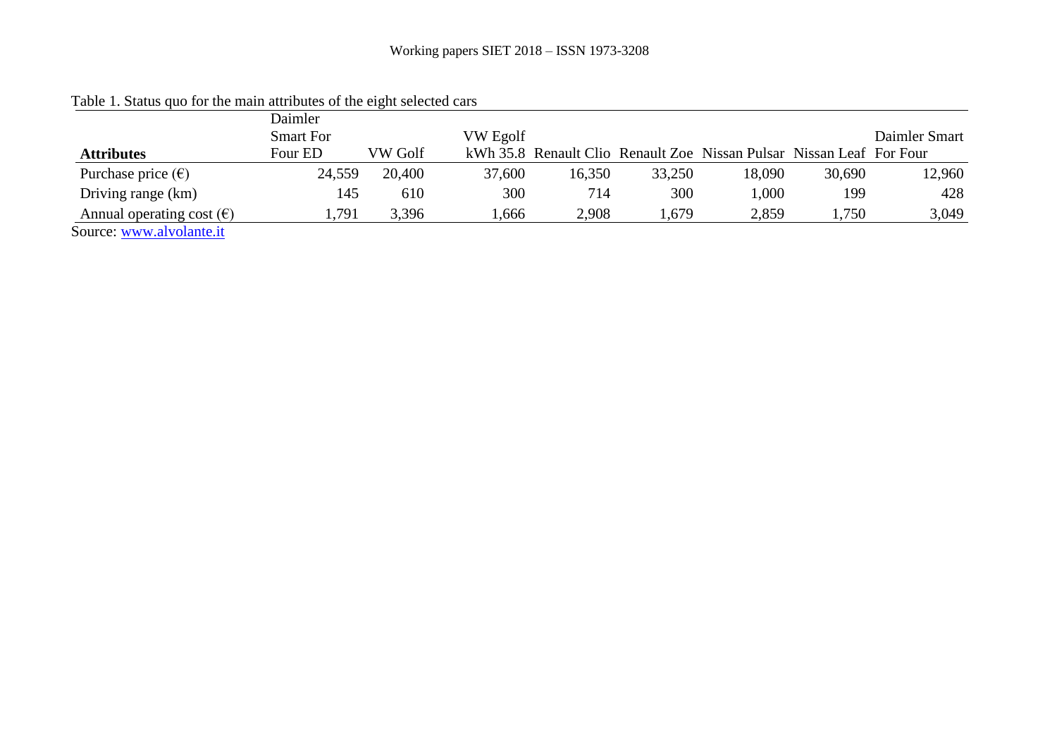Table 1. Status quo for the main attributes of the eight selected cars

| Attributes | Daimler Smart For Four ED | VW Golf | VW Egolf kWh 35.8 | Renault Clio | Renault Zoe | Nissan Pulsar | Nissan Leaf | Daimler Smart For Four |
|---|---|---|---|---|---|---|---|---|
| Purchase price (€) | 24,559 | 20,400 | 37,600 | 16,350 | 33,250 | 18,090 | 30,690 | 12,960 |
| Driving range (km) | 145 | 610 | 300 | 714 | 300 | 1,000 | 199 | 428 |
| Annual operating cost (€) | 1,791 | 3,396 | 1,666 | 2,908 | 1,679 | 2,859 | 1,750 | 3,049 |

Source: www.alvolante.it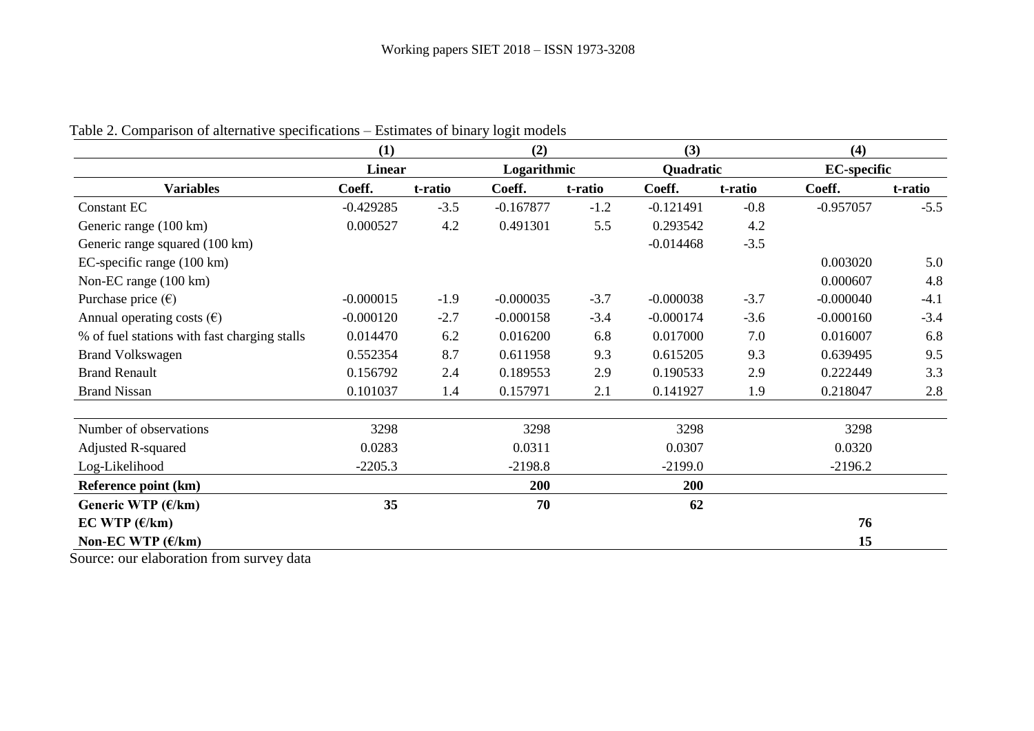Table 2. Comparison of alternative specifications – Estimates of binary logit models

| | (1) | | (2) | | (3) | | (4) | |
|---|---|---|---|---|---|---|---|---|
| | **Linear** | | **Logarithmic** | | **Quadratic** | | **EC-specific** | |
| **Variables** | **Coeff.** | **t-ratio** | **Coeff.** | **t-ratio** | **Coeff.** | **t-ratio** | **Coeff.** | **t-ratio** |
| Constant EC | -0.429285 | -3.5 | -0.167877 | -1.2 | -0.121491 | -0.8 | -0.957057 | -5.5 |
| Generic range (100 km) | 0.000527 | 4.2 | 0.491301 | 5.5 | 0.293542 | 4.2 | | |
| Generic range squared (100 km) | | | | | -0.014468 | -3.5 | | |
| EC-specific range (100 km) | | | | | | | 0.003020 | 5.0 |
| Non-EC range (100 km) | | | | | | | 0.000607 | 4.8 |
| Purchase price (€) | -0.000015 | -1.9 | -0.000035 | -3.7 | -0.000038 | -3.7 | -0.000040 | -4.1 |
| Annual operating costs (€) | -0.000120 | -2.7 | -0.000158 | -3.4 | -0.000174 | -3.6 | -0.000160 | -3.4 |
| % of fuel stations with fast charging stalls | 0.014470 | 6.2 | 0.016200 | 6.8 | 0.017000 | 7.0 | 0.016007 | 6.8 |
| Brand Volkswagen | 0.552354 | 8.7 | 0.611958 | 9.3 | 0.615205 | 9.3 | 0.639495 | 9.5 |
| Brand Renault | 0.156792 | 2.4 | 0.189553 | 2.9 | 0.190533 | 2.9 | 0.222449 | 3.3 |
| Brand Nissan | 0.101037 | 1.4 | 0.157971 | 2.1 | 0.141927 | 1.9 | 0.218047 | 2.8 |
| Number of observations | 3298 | | 3298 | | 3298 | | 3298 | |
| Adjusted R-squared | 0.0283 | | 0.0311 | | 0.0307 | | 0.0320 | |
| Log-Likelihood | -2205.3 | | -2198.8 | | -2199.0 | | -2196.2 | |
| **Reference point (km)** | | | **200** | | **200** | | | |
| **Generic WTP (€/km)** | **35** | | **70** | | **62** | | | |
| **EC WTP (€/km)** | | | | | | | **76** | |
| **Non-EC WTP (€/km)** | | | | | | | **15** | |

Source: our elaboration from survey data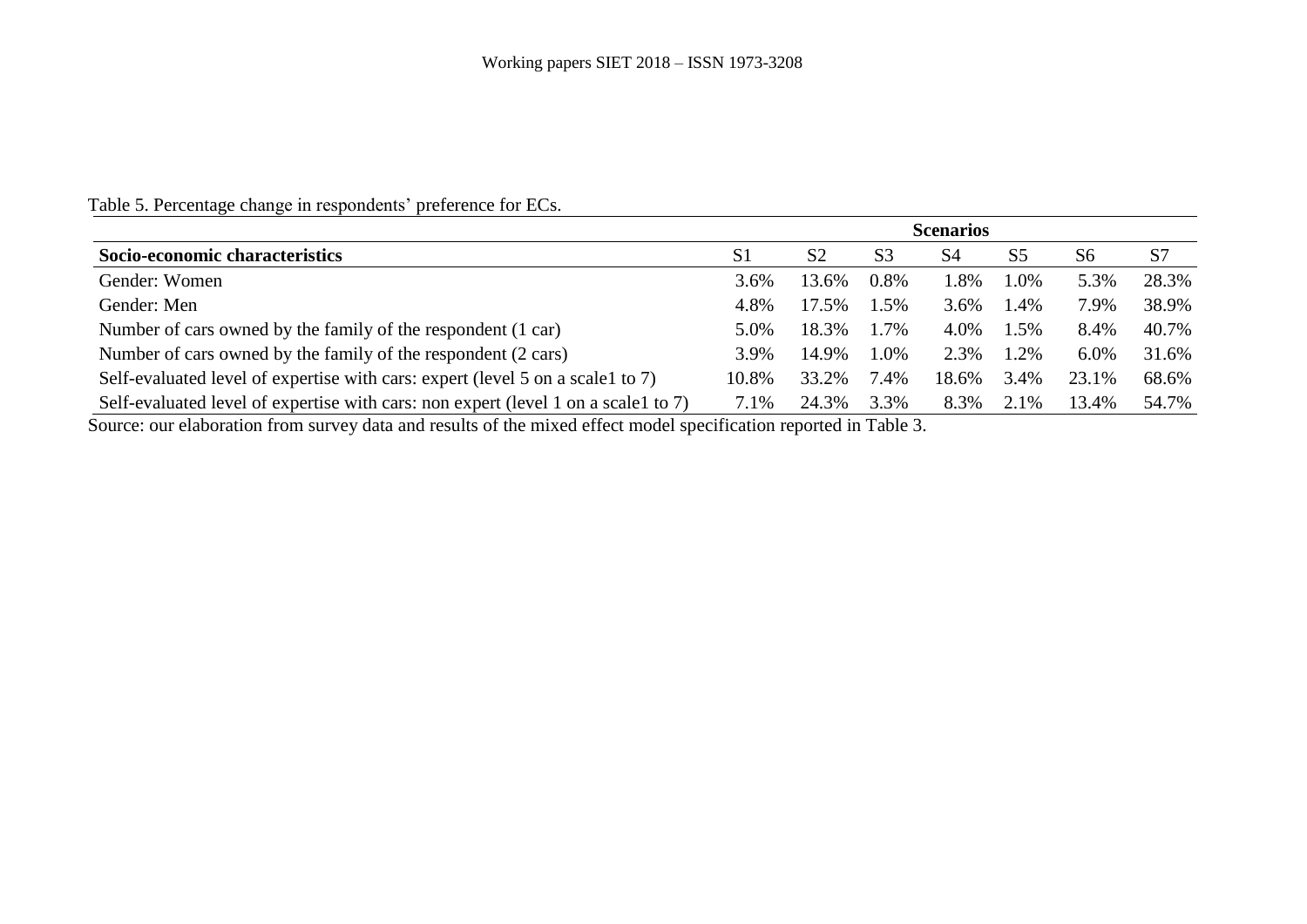Table 5. Percentage change in respondents' preference for ECs.

| | Scenarios | | | | | | |
|---|---|---|---|---|---|---|---|
| **Socio-economic characteristics** | S1 | S2 | S3 | S4 | S5 | S6 | S7 |
| Gender: Women | 3.6% | 13.6% | 0.8% | 1.8% | 1.0% | 5.3% | 28.3% |
| Gender: Men | 4.8% | 17.5% | 1.5% | 3.6% | 1.4% | 7.9% | 38.9% |
| Number of cars owned by the family of the respondent (1 car) | 5.0% | 18.3% | 1.7% | 4.0% | 1.5% | 8.4% | 40.7% |
| Number of cars owned by the family of the respondent (2 cars) | 3.9% | 14.9% | 1.0% | 2.3% | 1.2% | 6.0% | 31.6% |
| Self-evaluated level of expertise with cars: expert (level 5 on a scale1 to 7) | 10.8% | 33.2% | 7.4% | 18.6% | 3.4% | 23.1% | 68.6% |
| Self-evaluated level of expertise with cars: non expert (level 1 on a scale1 to 7) | 7.1% | 24.3% | 3.3% | 8.3% | 2.1% | 13.4% | 54.7% |

Source: our elaboration from survey data and results of the mixed effect model specification reported in Table 3.